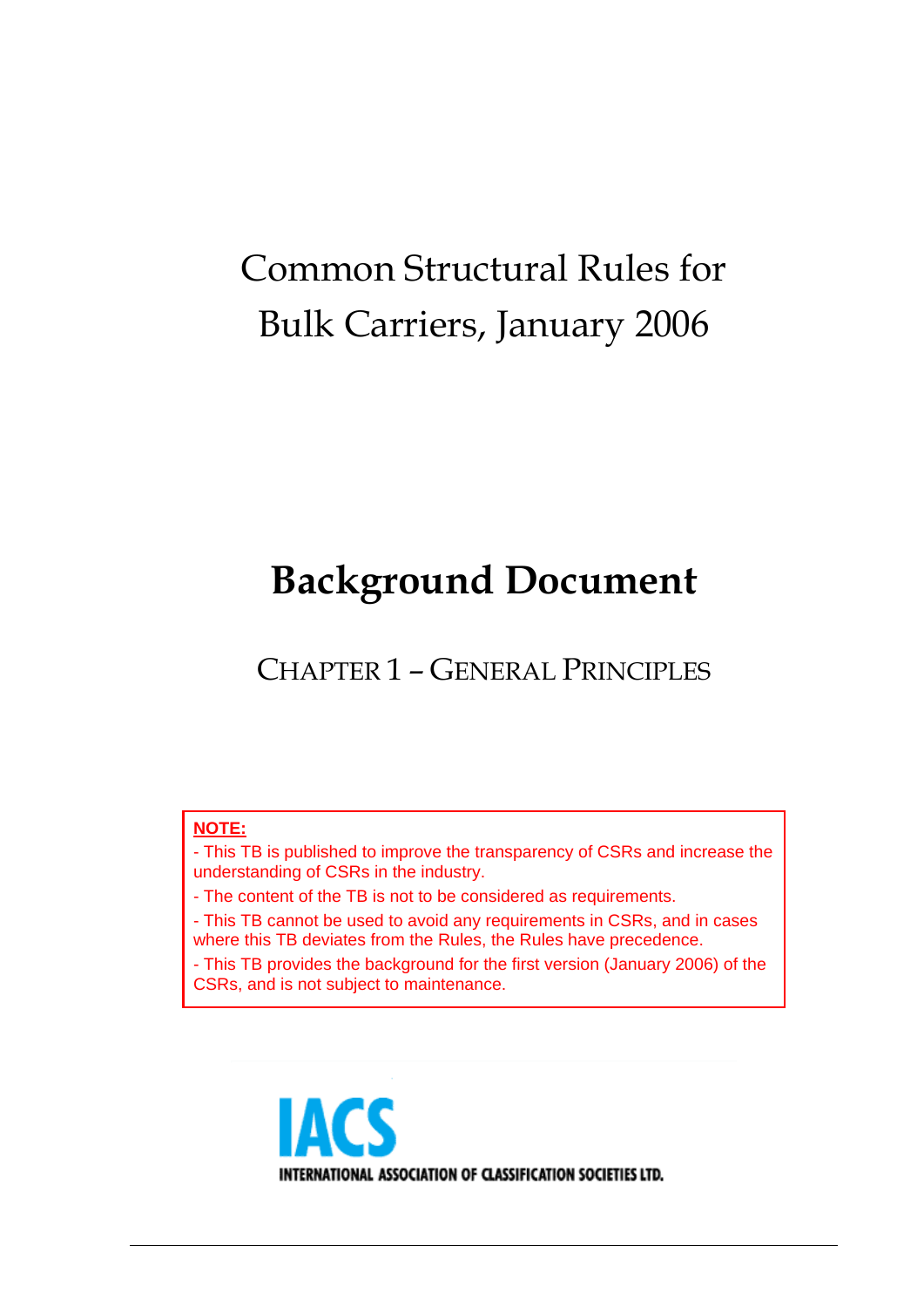# Common Structural Rules for Bulk Carriers, January 2006

# Background Document

## CHAPTER 1 – GENERAL PRINCIPLES

**NOTE:**

- This TB is published to improve the transparency of CSRs and increase the understanding of CSRs in the industry.
- The content of the TB is not to be considered as requirements.
- This TB cannot be used to avoid any requirements in CSRs, and in cases where this TB deviates from the Rules, the Rules have precedence.
- This TB provides the background for the first version (January 2006) of the CSRs, and is not subject to maintenance.

IACS

INTERNATIONAL ASSOCIATION OF CLASSIFICATION SOCIETIES LTD.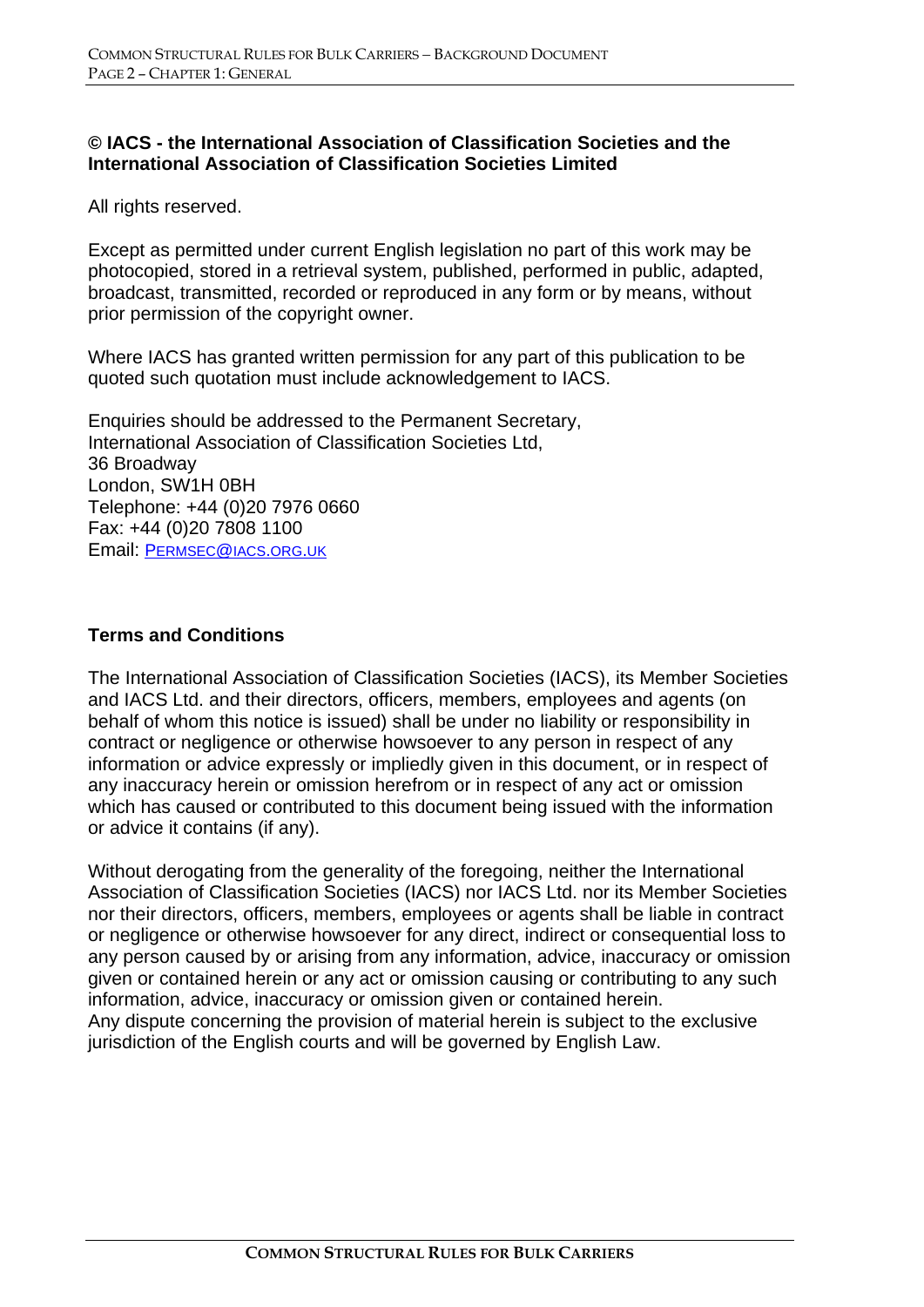**© IACS - the International Association of Classification Societies and the International Association of Classification Societies Limited**

All rights reserved.

Except as permitted under current English legislation no part of this work may be photocopied, stored in a retrieval system, published, performed in public, adapted, broadcast, transmitted, recorded or reproduced in any form or by means, without prior permission of the copyright owner.

Where IACS has granted written permission for any part of this publication to be quoted such quotation must include acknowledgement to IACS.

Enquiries should be addressed to the Permanent Secretary,
International Association of Classification Societies Ltd,
36 Broadway
London, SW1H 0BH
Telephone: +44 (0)20 7976 0660
Fax: +44 (0)20 7808 1100
Email: PERMSEC@IACS.ORG.UK

**Terms and Conditions**

The International Association of Classification Societies (IACS), its Member Societies and IACS Ltd. and their directors, officers, members, employees and agents (on behalf of whom this notice is issued) shall be under no liability or responsibility in contract or negligence or otherwise howsoever to any person in respect of any information or advice expressly or impliedly given in this document, or in respect of any inaccuracy herein or omission herefrom or in respect of any act or omission which has caused or contributed to this document being issued with the information or advice it contains (if any).

Without derogating from the generality of the foregoing, neither the International Association of Classification Societies (IACS) nor IACS Ltd. nor its Member Societies nor their directors, officers, members, employees or agents shall be liable in contract or negligence or otherwise howsoever for any direct, indirect or consequential loss to any person caused by or arising from any information, advice, inaccuracy or omission given or contained herein or any act or omission causing or contributing to any such information, advice, inaccuracy or omission given or contained herein.
Any dispute concerning the provision of material herein is subject to the exclusive jurisdiction of the English courts and will be governed by English Law.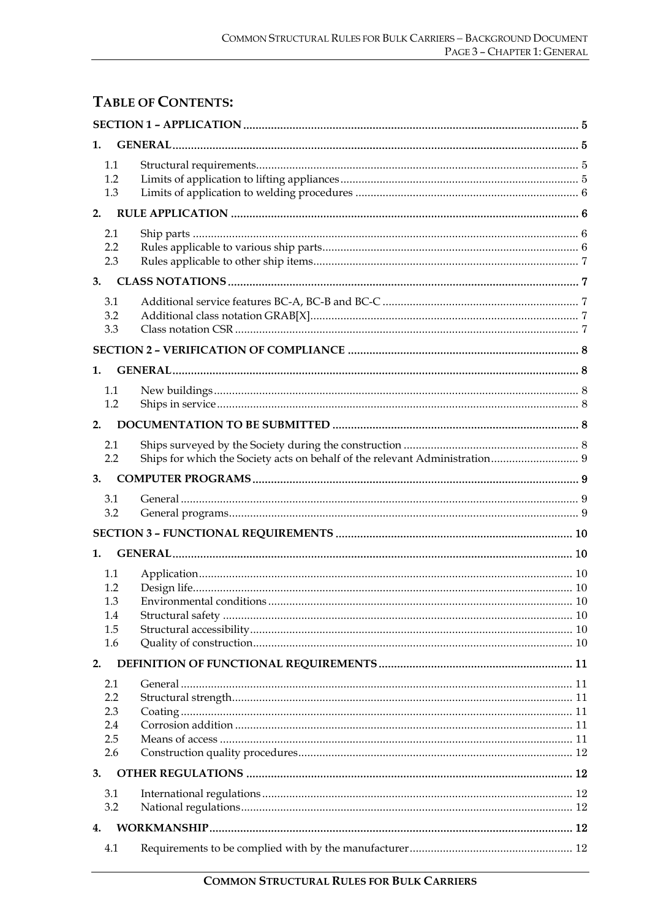# TABLE OF CONTENTS:

**SECTION 1 – APPLICATION** ..... 5

**1. GENERAL** ..... 5

- 1.1 Structural requirements ..... 5
- 1.2 Limits of application to lifting appliances ..... 5
- 1.3 Limits of application to welding procedures ..... 6

**2. RULE APPLICATION** ..... 6

- 2.1 Ship parts ..... 6
- 2.2 Rules applicable to various ship parts ..... 6
- 2.3 Rules applicable to other ship items ..... 7

**3. CLASS NOTATIONS** ..... 7

- 3.1 Additional service features BC-A, BC-B and BC-C ..... 7
- 3.2 Additional class notation GRAB[X] ..... 7
- 3.3 Class notation CSR ..... 7

**SECTION 2 – VERIFICATION OF COMPLIANCE** ..... 8

**1. GENERAL** ..... 8

- 1.1 New buildings ..... 8
- 1.2 Ships in service ..... 8

**2. DOCUMENTATION TO BE SUBMITTED** ..... 8

- 2.1 Ships surveyed by the Society during the construction ..... 8
- 2.2 Ships for which the Society acts on behalf of the relevant Administration ..... 9

**3. COMPUTER PROGRAMS** ..... 9

- 3.1 General ..... 9
- 3.2 General programs ..... 9

**SECTION 3 – FUNCTIONAL REQUIREMENTS** ..... 10

**1. GENERAL** ..... 10

- 1.1 Application ..... 10
- 1.2 Design life ..... 10
- 1.3 Environmental conditions ..... 10
- 1.4 Structural safety ..... 10
- 1.5 Structural accessibility ..... 10
- 1.6 Quality of construction ..... 10

**2. DEFINITION OF FUNCTIONAL REQUIREMENTS** ..... 11

- 2.1 General ..... 11
- 2.2 Structural strength ..... 11
- 2.3 Coating ..... 11
- 2.4 Corrosion addition ..... 11
- 2.5 Means of access ..... 11
- 2.6 Construction quality procedures ..... 12

**3. OTHER REGULATIONS** ..... 12

- 3.1 International regulations ..... 12
- 3.2 National regulations ..... 12

**4. WORKMANSHIP** ..... 12

- 4.1 Requirements to be complied with by the manufacturer ..... 12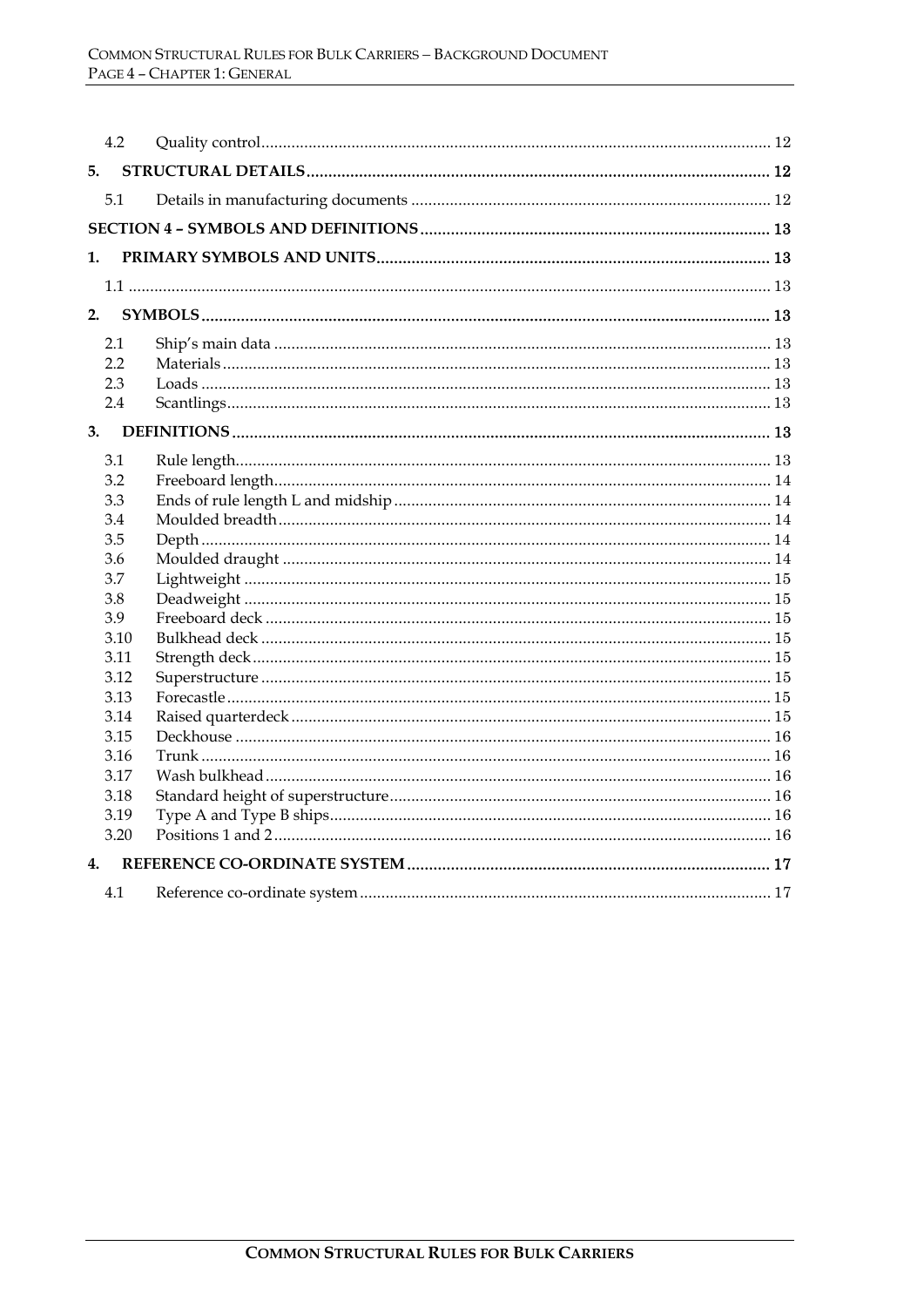| | | |
|---|---|---|
| 4.2 | Quality control | 12 |
| **5.** | **STRUCTURAL DETAILS** | **12** |
| 5.1 | Details in manufacturing documents | 12 |
| **SECTION 4 – SYMBOLS AND DEFINITIONS** | | **13** |
| **1.** | **PRIMARY SYMBOLS AND UNITS** | **13** |
| 1.1 | | 13 |
| **2.** | **SYMBOLS** | **13** |
| 2.1 | Ship's main data | 13 |
| 2.2 | Materials | 13 |
| 2.3 | Loads | 13 |
| 2.4 | Scantlings | 13 |
| **3.** | **DEFINITIONS** | **13** |
| 3.1 | Rule length | 13 |
| 3.2 | Freeboard length | 14 |
| 3.3 | Ends of rule length L and midship | 14 |
| 3.4 | Moulded breadth | 14 |
| 3.5 | Depth | 14 |
| 3.6 | Moulded draught | 14 |
| 3.7 | Lightweight | 15 |
| 3.8 | Deadweight | 15 |
| 3.9 | Freeboard deck | 15 |
| 3.10 | Bulkhead deck | 15 |
| 3.11 | Strength deck | 15 |
| 3.12 | Superstructure | 15 |
| 3.13 | Forecastle | 15 |
| 3.14 | Raised quarterdeck | 15 |
| 3.15 | Deckhouse | 16 |
| 3.16 | Trunk | 16 |
| 3.17 | Wash bulkhead | 16 |
| 3.18 | Standard height of superstructure | 16 |
| 3.19 | Type A and Type B ships | 16 |
| 3.20 | Positions 1 and 2 | 16 |
| **4.** | **REFERENCE CO-ORDINATE SYSTEM** | **17** |
| 4.1 | Reference co-ordinate system | 17 |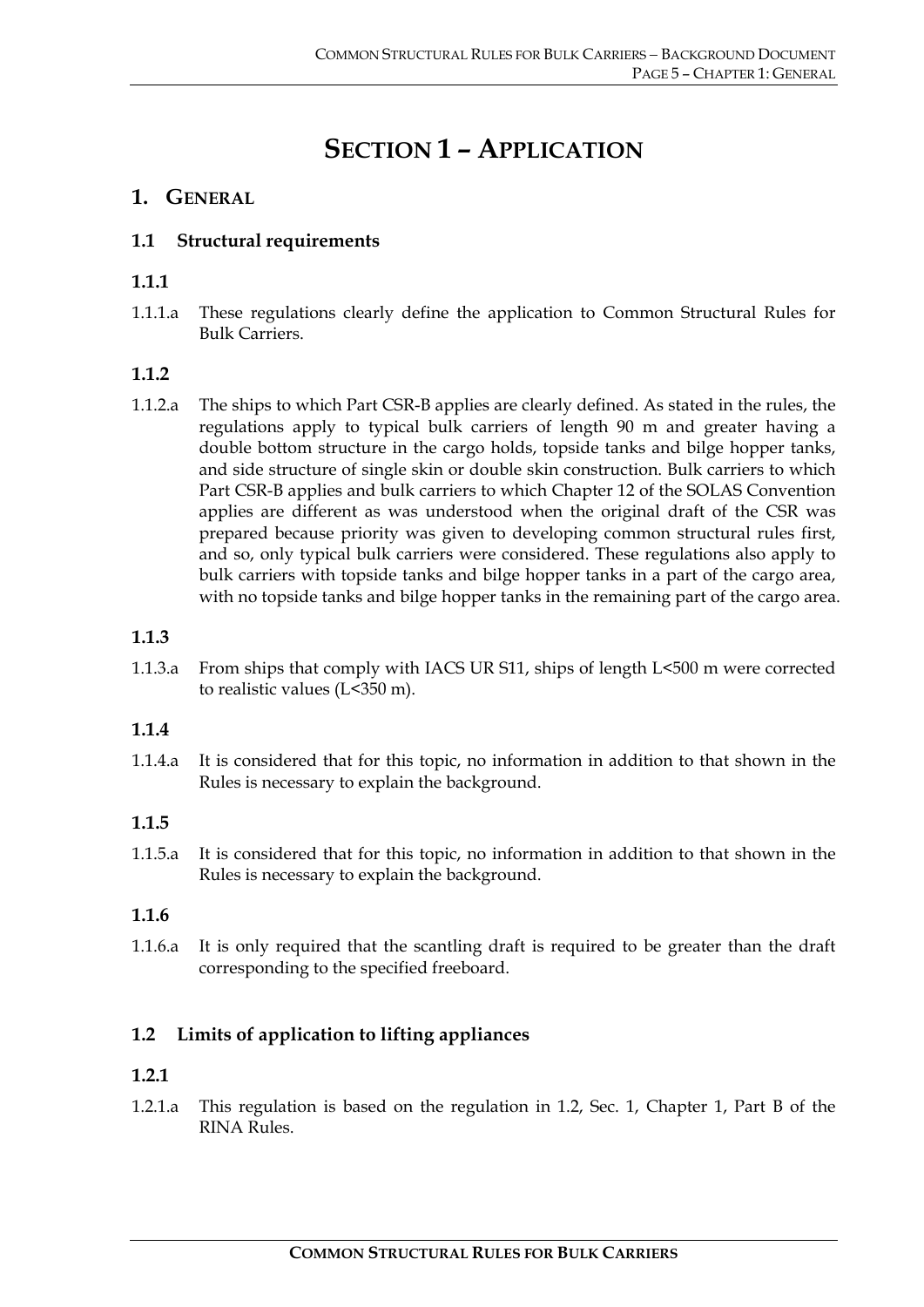# SECTION 1 – APPLICATION

## 1. GENERAL

### 1.1 Structural requirements

#### 1.1.1

1.1.1.a These regulations clearly define the application to Common Structural Rules for Bulk Carriers.

#### 1.1.2

1.1.2.a The ships to which Part CSR-B applies are clearly defined. As stated in the rules, the regulations apply to typical bulk carriers of length 90 m and greater having a double bottom structure in the cargo holds, topside tanks and bilge hopper tanks, and side structure of single skin or double skin construction. Bulk carriers to which Part CSR-B applies and bulk carriers to which Chapter 12 of the SOLAS Convention applies are different as was understood when the original draft of the CSR was prepared because priority was given to developing common structural rules first, and so, only typical bulk carriers were considered. These regulations also apply to bulk carriers with topside tanks and bilge hopper tanks in a part of the cargo area, with no topside tanks and bilge hopper tanks in the remaining part of the cargo area.

#### 1.1.3

1.1.3.a From ships that comply with IACS UR S11, ships of length L<500 m were corrected to realistic values (L<350 m).

#### 1.1.4

1.1.4.a It is considered that for this topic, no information in addition to that shown in the Rules is necessary to explain the background.

#### 1.1.5

1.1.5.a It is considered that for this topic, no information in addition to that shown in the Rules is necessary to explain the background.

#### 1.1.6

1.1.6.a It is only required that the scantling draft is required to be greater than the draft corresponding to the specified freeboard.

### 1.2 Limits of application to lifting appliances

#### 1.2.1

1.2.1.a This regulation is based on the regulation in 1.2, Sec. 1, Chapter 1, Part B of the RINA Rules.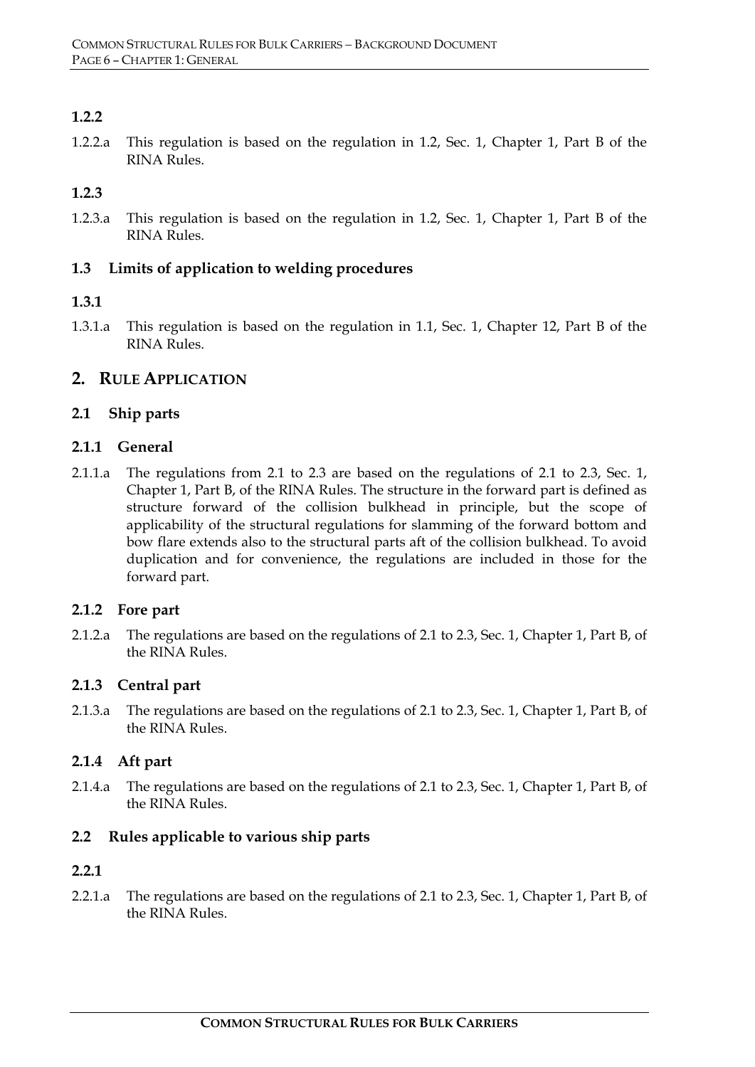### 1.2.2

1.2.2.a This regulation is based on the regulation in 1.2, Sec. 1, Chapter 1, Part B of the RINA Rules.

### 1.2.3

1.2.3.a This regulation is based on the regulation in 1.2, Sec. 1, Chapter 1, Part B of the RINA Rules.

### 1.3 Limits of application to welding procedures

### 1.3.1

1.3.1.a This regulation is based on the regulation in 1.1, Sec. 1, Chapter 12, Part B of the RINA Rules.

## 2. RULE APPLICATION

### 2.1 Ship parts

### 2.1.1 General

2.1.1.a The regulations from 2.1 to 2.3 are based on the regulations of 2.1 to 2.3, Sec. 1, Chapter 1, Part B, of the RINA Rules. The structure in the forward part is defined as structure forward of the collision bulkhead in principle, but the scope of applicability of the structural regulations for slamming of the forward bottom and bow flare extends also to the structural parts aft of the collision bulkhead. To avoid duplication and for convenience, the regulations are included in those for the forward part.

### 2.1.2 Fore part

2.1.2.a The regulations are based on the regulations of 2.1 to 2.3, Sec. 1, Chapter 1, Part B, of the RINA Rules.

### 2.1.3 Central part

2.1.3.a The regulations are based on the regulations of 2.1 to 2.3, Sec. 1, Chapter 1, Part B, of the RINA Rules.

### 2.1.4 Aft part

2.1.4.a The regulations are based on the regulations of 2.1 to 2.3, Sec. 1, Chapter 1, Part B, of the RINA Rules.

### 2.2 Rules applicable to various ship parts

### 2.2.1

2.2.1.a The regulations are based on the regulations of 2.1 to 2.3, Sec. 1, Chapter 1, Part B, of the RINA Rules.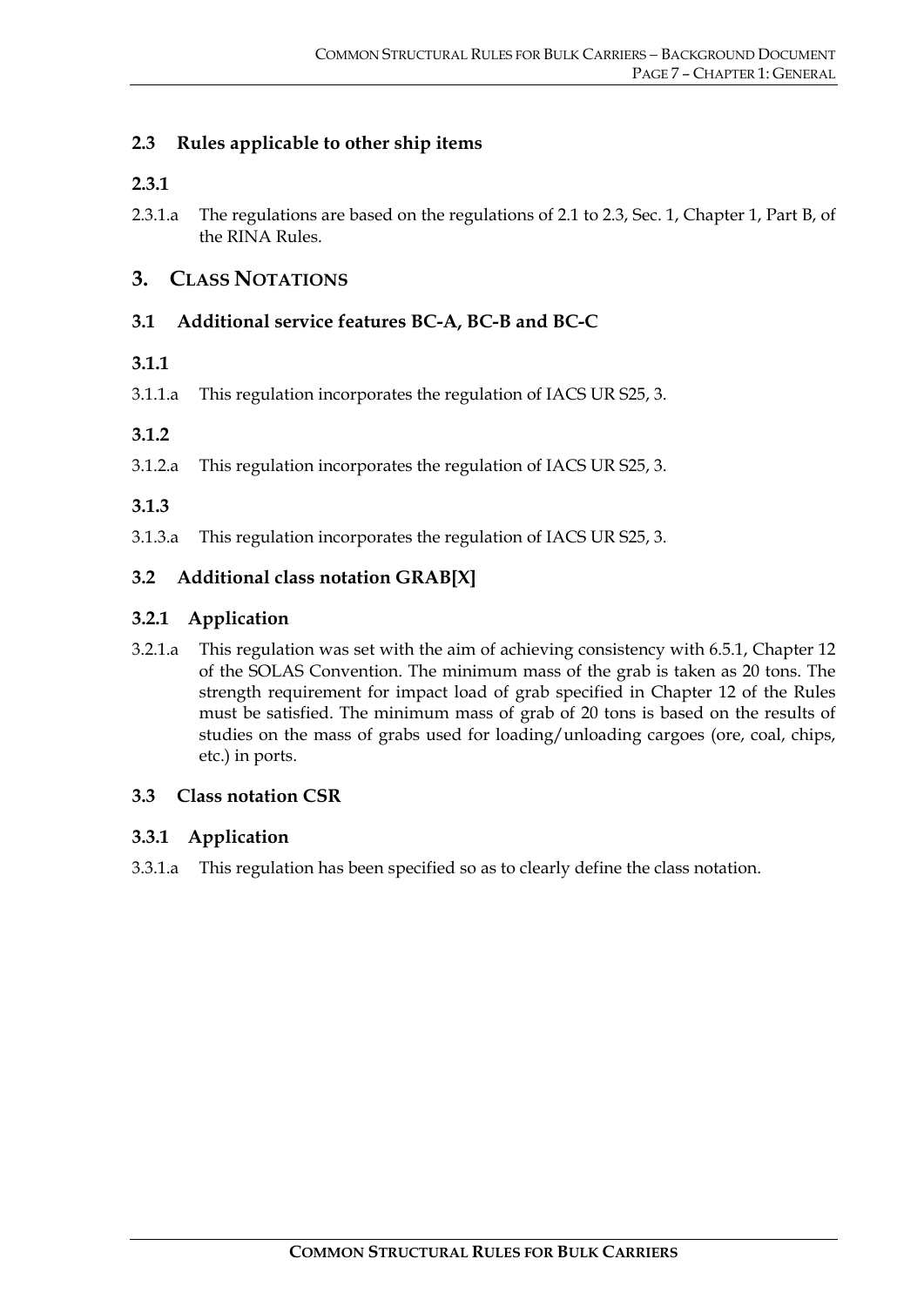### 2.3 Rules applicable to other ship items

#### 2.3.1

2.3.1.a The regulations are based on the regulations of 2.1 to 2.3, Sec. 1, Chapter 1, Part B, of the RINA Rules.

## 3. CLASS NOTATIONS

### 3.1 Additional service features BC-A, BC-B and BC-C

#### 3.1.1

3.1.1.a This regulation incorporates the regulation of IACS UR S25, 3.

#### 3.1.2

3.1.2.a This regulation incorporates the regulation of IACS UR S25, 3.

#### 3.1.3

3.1.3.a This regulation incorporates the regulation of IACS UR S25, 3.

### 3.2 Additional class notation GRAB[X]

#### 3.2.1 Application

3.2.1.a This regulation was set with the aim of achieving consistency with 6.5.1, Chapter 12 of the SOLAS Convention. The minimum mass of the grab is taken as 20 tons. The strength requirement for impact load of grab specified in Chapter 12 of the Rules must be satisfied. The minimum mass of grab of 20 tons is based on the results of studies on the mass of grabs used for loading/unloading cargoes (ore, coal, chips, etc.) in ports.

### 3.3 Class notation CSR

#### 3.3.1 Application

3.3.1.a This regulation has been specified so as to clearly define the class notation.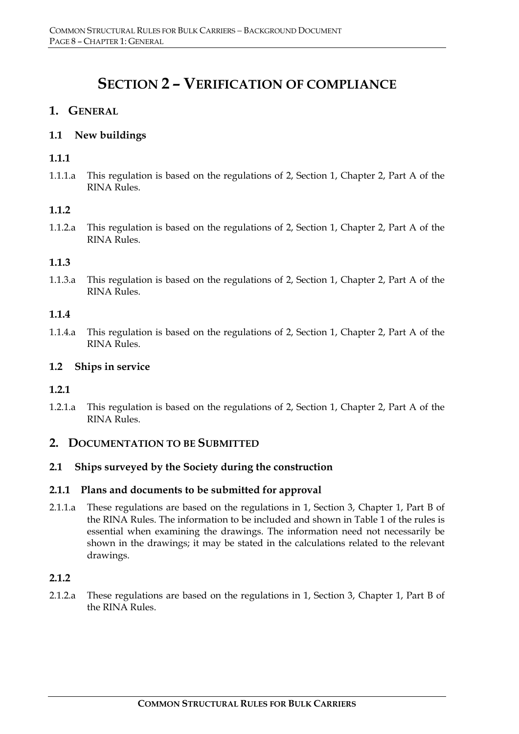# SECTION 2 – VERIFICATION OF COMPLIANCE

## 1. GENERAL

### 1.1 New buildings

#### 1.1.1

1.1.1.a This regulation is based on the regulations of 2, Section 1, Chapter 2, Part A of the RINA Rules.

#### 1.1.2

1.1.2.a This regulation is based on the regulations of 2, Section 1, Chapter 2, Part A of the RINA Rules.

#### 1.1.3

1.1.3.a This regulation is based on the regulations of 2, Section 1, Chapter 2, Part A of the RINA Rules.

#### 1.1.4

1.1.4.a This regulation is based on the regulations of 2, Section 1, Chapter 2, Part A of the RINA Rules.

### 1.2 Ships in service

#### 1.2.1

1.2.1.a This regulation is based on the regulations of 2, Section 1, Chapter 2, Part A of the RINA Rules.

## 2. DOCUMENTATION TO BE SUBMITTED

### 2.1 Ships surveyed by the Society during the construction

#### 2.1.1 Plans and documents to be submitted for approval

2.1.1.a These regulations are based on the regulations in 1, Section 3, Chapter 1, Part B of the RINA Rules. The information to be included and shown in Table 1 of the rules is essential when examining the drawings. The information need not necessarily be shown in the drawings; it may be stated in the calculations related to the relevant drawings.

#### 2.1.2

2.1.2.a These regulations are based on the regulations in 1, Section 3, Chapter 1, Part B of the RINA Rules.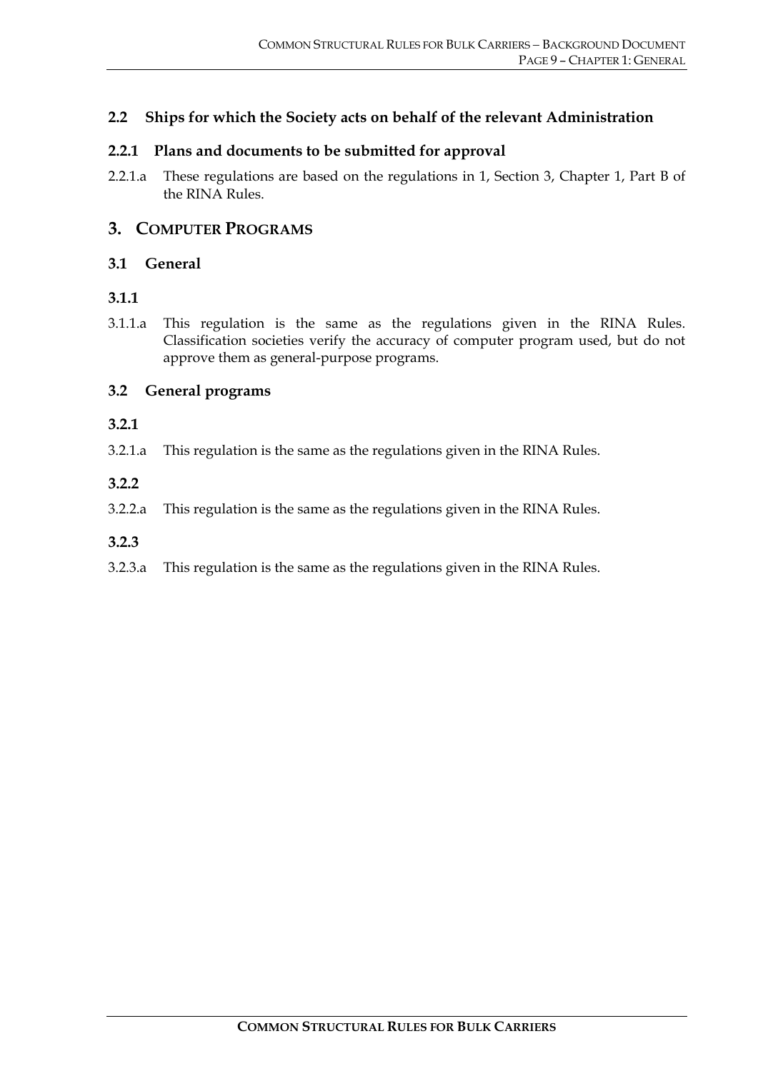### 2.2 Ships for which the Society acts on behalf of the relevant Administration

#### 2.2.1 Plans and documents to be submitted for approval

2.2.1.a These regulations are based on the regulations in 1, Section 3, Chapter 1, Part B of the RINA Rules.

## 3. COMPUTER PROGRAMS

### 3.1 General

#### 3.1.1

3.1.1.a This regulation is the same as the regulations given in the RINA Rules. Classification societies verify the accuracy of computer program used, but do not approve them as general-purpose programs.

### 3.2 General programs

#### 3.2.1

3.2.1.a This regulation is the same as the regulations given in the RINA Rules.

#### 3.2.2

3.2.2.a This regulation is the same as the regulations given in the RINA Rules.

#### 3.2.3

3.2.3.a This regulation is the same as the regulations given in the RINA Rules.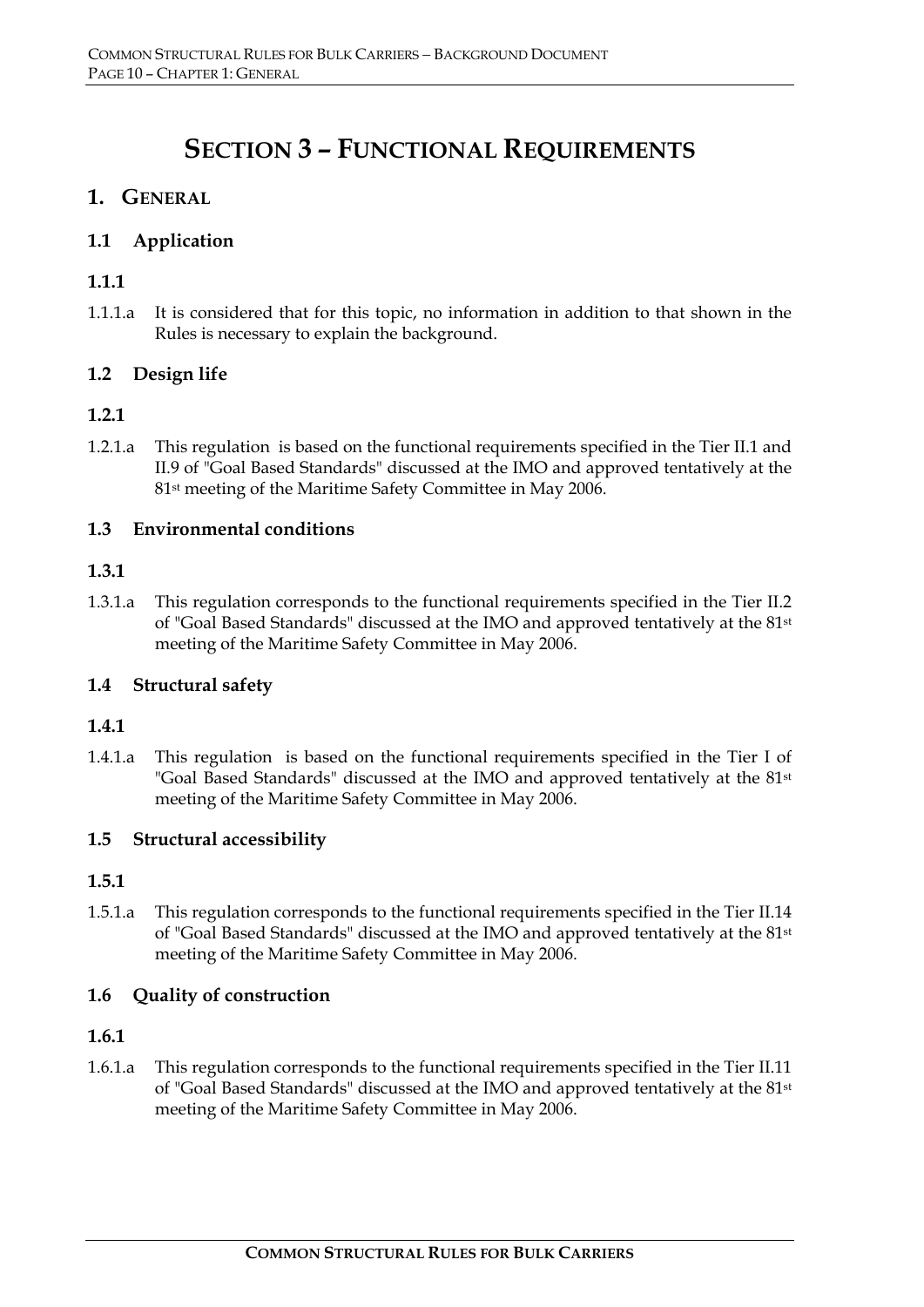# SECTION 3 – FUNCTIONAL REQUIREMENTS

## 1. GENERAL

### 1.1 Application

#### 1.1.1

1.1.1.a It is considered that for this topic, no information in addition to that shown in the Rules is necessary to explain the background.

### 1.2 Design life

#### 1.2.1

1.2.1.a This regulation is based on the functional requirements specified in the Tier II.1 and II.9 of "Goal Based Standards" discussed at the IMO and approved tentatively at the 81st meeting of the Maritime Safety Committee in May 2006.

### 1.3 Environmental conditions

#### 1.3.1

1.3.1.a This regulation corresponds to the functional requirements specified in the Tier II.2 of "Goal Based Standards" discussed at the IMO and approved tentatively at the 81st meeting of the Maritime Safety Committee in May 2006.

### 1.4 Structural safety

#### 1.4.1

1.4.1.a This regulation is based on the functional requirements specified in the Tier I of "Goal Based Standards" discussed at the IMO and approved tentatively at the 81st meeting of the Maritime Safety Committee in May 2006.

### 1.5 Structural accessibility

#### 1.5.1

1.5.1.a This regulation corresponds to the functional requirements specified in the Tier II.14 of "Goal Based Standards" discussed at the IMO and approved tentatively at the 81st meeting of the Maritime Safety Committee in May 2006.

### 1.6 Quality of construction

#### 1.6.1

1.6.1.a This regulation corresponds to the functional requirements specified in the Tier II.11 of "Goal Based Standards" discussed at the IMO and approved tentatively at the 81st meeting of the Maritime Safety Committee in May 2006.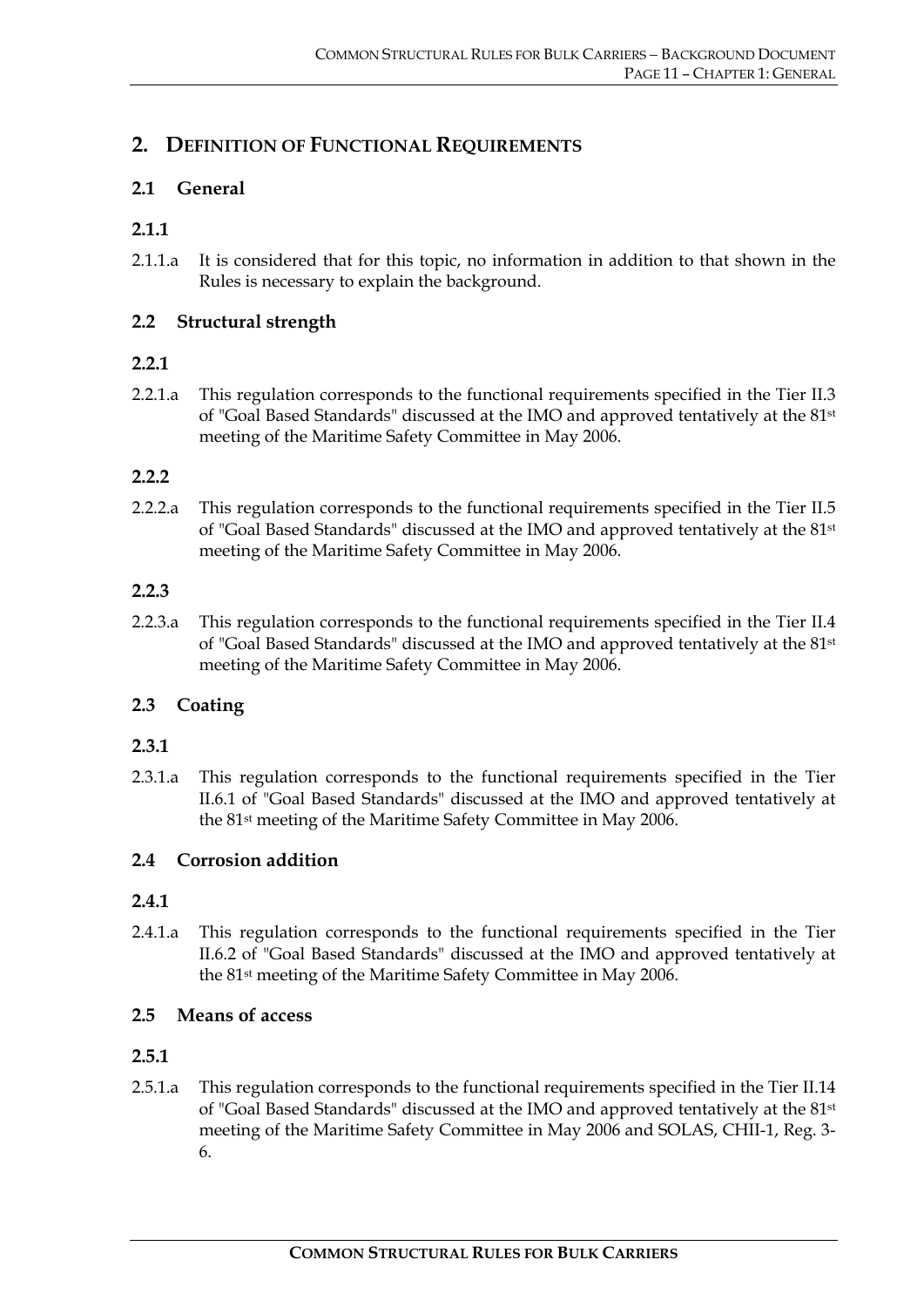## 2. DEFINITION OF FUNCTIONAL REQUIREMENTS

### 2.1 General

#### 2.1.1

2.1.1.a It is considered that for this topic, no information in addition to that shown in the Rules is necessary to explain the background.

### 2.2 Structural strength

#### 2.2.1

2.2.1.a This regulation corresponds to the functional requirements specified in the Tier II.3 of "Goal Based Standards" discussed at the IMO and approved tentatively at the 81st meeting of the Maritime Safety Committee in May 2006.

#### 2.2.2

2.2.2.a This regulation corresponds to the functional requirements specified in the Tier II.5 of "Goal Based Standards" discussed at the IMO and approved tentatively at the 81st meeting of the Maritime Safety Committee in May 2006.

#### 2.2.3

2.2.3.a This regulation corresponds to the functional requirements specified in the Tier II.4 of "Goal Based Standards" discussed at the IMO and approved tentatively at the 81st meeting of the Maritime Safety Committee in May 2006.

### 2.3 Coating

#### 2.3.1

2.3.1.a This regulation corresponds to the functional requirements specified in the Tier II.6.1 of "Goal Based Standards" discussed at the IMO and approved tentatively at the 81st meeting of the Maritime Safety Committee in May 2006.

### 2.4 Corrosion addition

#### 2.4.1

2.4.1.a This regulation corresponds to the functional requirements specified in the Tier II.6.2 of "Goal Based Standards" discussed at the IMO and approved tentatively at the 81st meeting of the Maritime Safety Committee in May 2006.

### 2.5 Means of access

#### 2.5.1

2.5.1.a This regulation corresponds to the functional requirements specified in the Tier II.14 of "Goal Based Standards" discussed at the IMO and approved tentatively at the 81st meeting of the Maritime Safety Committee in May 2006 and SOLAS, CHII-1, Reg. 3-6.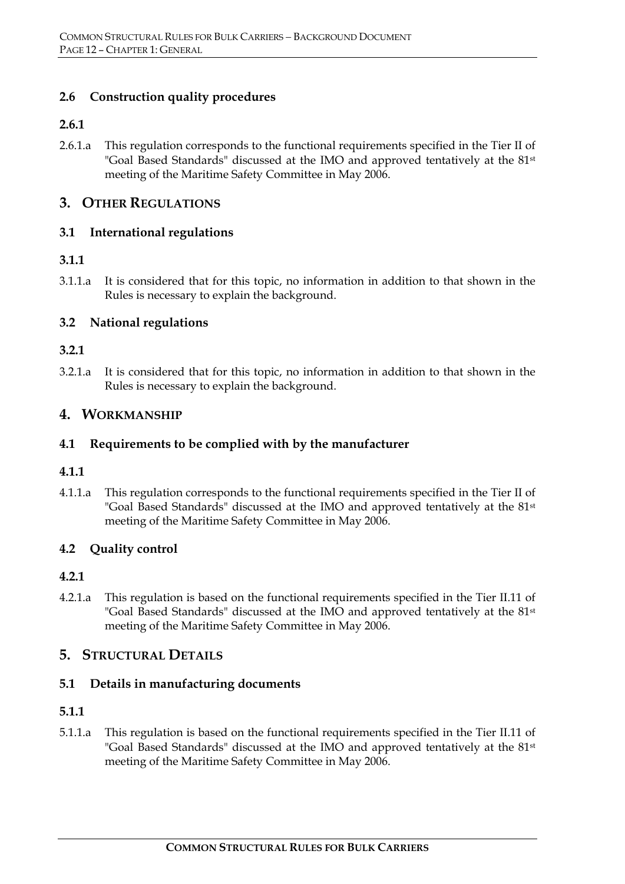### 2.6 Construction quality procedures

#### 2.6.1

2.6.1.a This regulation corresponds to the functional requirements specified in the Tier II of "Goal Based Standards" discussed at the IMO and approved tentatively at the 81st meeting of the Maritime Safety Committee in May 2006.

## 3. OTHER REGULATIONS

### 3.1 International regulations

#### 3.1.1

3.1.1.a It is considered that for this topic, no information in addition to that shown in the Rules is necessary to explain the background.

### 3.2 National regulations

#### 3.2.1

3.2.1.a It is considered that for this topic, no information in addition to that shown in the Rules is necessary to explain the background.

## 4. WORKMANSHIP

### 4.1 Requirements to be complied with by the manufacturer

#### 4.1.1

4.1.1.a This regulation corresponds to the functional requirements specified in the Tier II of "Goal Based Standards" discussed at the IMO and approved tentatively at the 81st meeting of the Maritime Safety Committee in May 2006.

### 4.2 Quality control

#### 4.2.1

4.2.1.a This regulation is based on the functional requirements specified in the Tier II.11 of "Goal Based Standards" discussed at the IMO and approved tentatively at the 81st meeting of the Maritime Safety Committee in May 2006.

## 5. STRUCTURAL DETAILS

### 5.1 Details in manufacturing documents

#### 5.1.1

5.1.1.a This regulation is based on the functional requirements specified in the Tier II.11 of "Goal Based Standards" discussed at the IMO and approved tentatively at the 81st meeting of the Maritime Safety Committee in May 2006.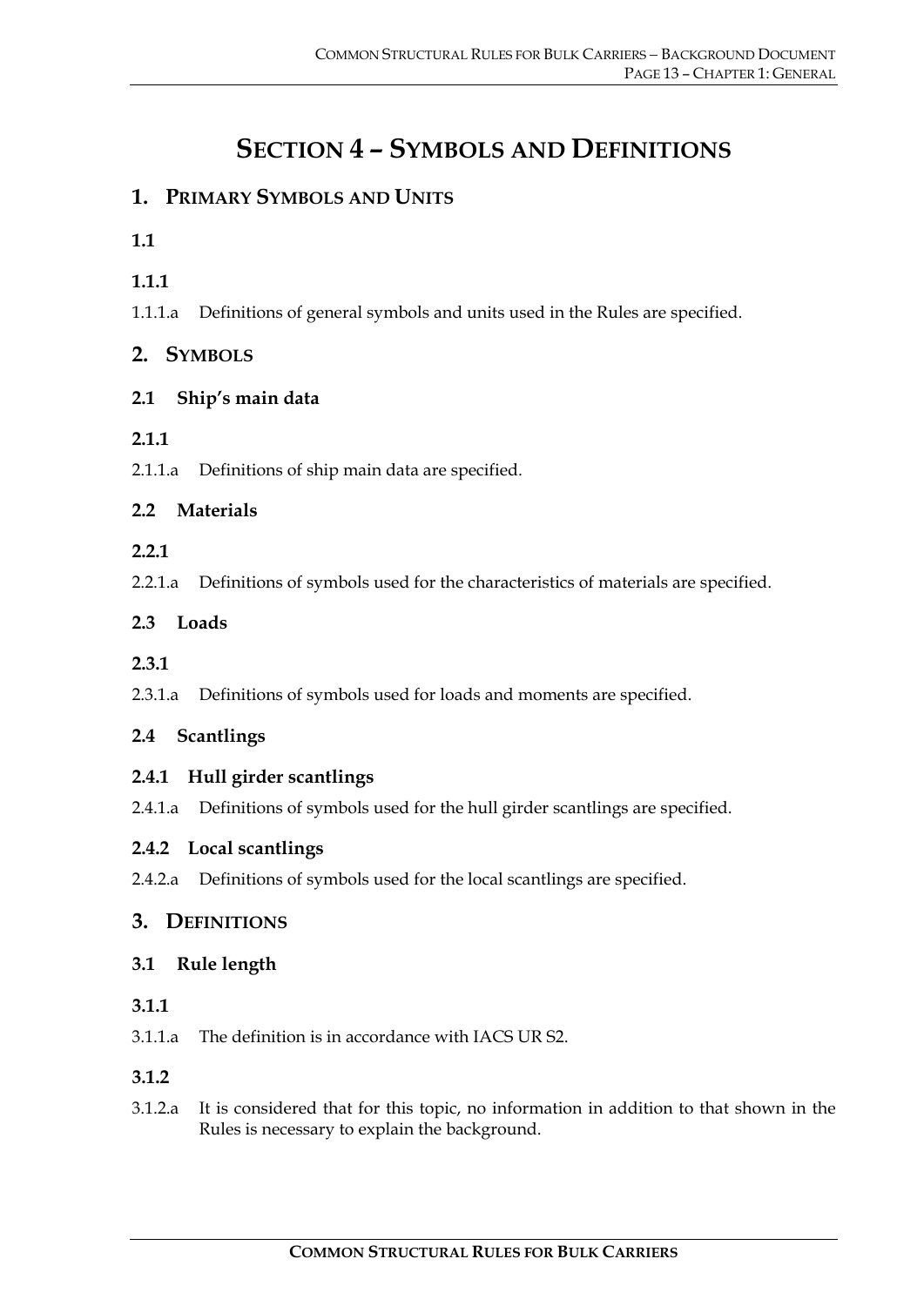# SECTION 4 – SYMBOLS AND DEFINITIONS

## 1. PRIMARY SYMBOLS AND UNITS

### 1.1

#### 1.1.1

1.1.1.a Definitions of general symbols and units used in the Rules are specified.

## 2. SYMBOLS

### 2.1 Ship's main data

#### 2.1.1

2.1.1.a Definitions of ship main data are specified.

### 2.2 Materials

#### 2.2.1

2.2.1.a Definitions of symbols used for the characteristics of materials are specified.

### 2.3 Loads

#### 2.3.1

2.3.1.a Definitions of symbols used for loads and moments are specified.

### 2.4 Scantlings

#### 2.4.1 Hull girder scantlings

2.4.1.a Definitions of symbols used for the hull girder scantlings are specified.

#### 2.4.2 Local scantlings

2.4.2.a Definitions of symbols used for the local scantlings are specified.

## 3. DEFINITIONS

### 3.1 Rule length

#### 3.1.1

3.1.1.a The definition is in accordance with IACS UR S2.

#### 3.1.2

3.1.2.a It is considered that for this topic, no information in addition to that shown in the Rules is necessary to explain the background.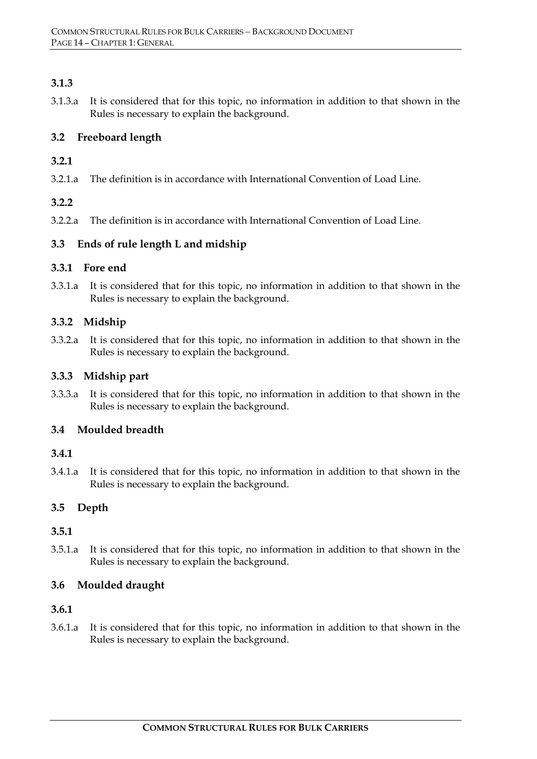### 3.1.3

3.1.3.a It is considered that for this topic, no information in addition to that shown in the Rules is necessary to explain the background.

## 3.2 Freeboard length

### 3.2.1

3.2.1.a The definition is in accordance with International Convention of Load Line.

### 3.2.2

3.2.2.a The definition is in accordance with International Convention of Load Line.

## 3.3 Ends of rule length L and midship

### 3.3.1 Fore end

3.3.1.a It is considered that for this topic, no information in addition to that shown in the Rules is necessary to explain the background.

### 3.3.2 Midship

3.3.2.a It is considered that for this topic, no information in addition to that shown in the Rules is necessary to explain the background.

### 3.3.3 Midship part

3.3.3.a It is considered that for this topic, no information in addition to that shown in the Rules is necessary to explain the background.

## 3.4 Moulded breadth

### 3.4.1

3.4.1.a It is considered that for this topic, no information in addition to that shown in the Rules is necessary to explain the background.

## 3.5 Depth

### 3.5.1

3.5.1.a It is considered that for this topic, no information in addition to that shown in the Rules is necessary to explain the background.

## 3.6 Moulded draught

### 3.6.1

3.6.1.a It is considered that for this topic, no information in addition to that shown in the Rules is necessary to explain the background.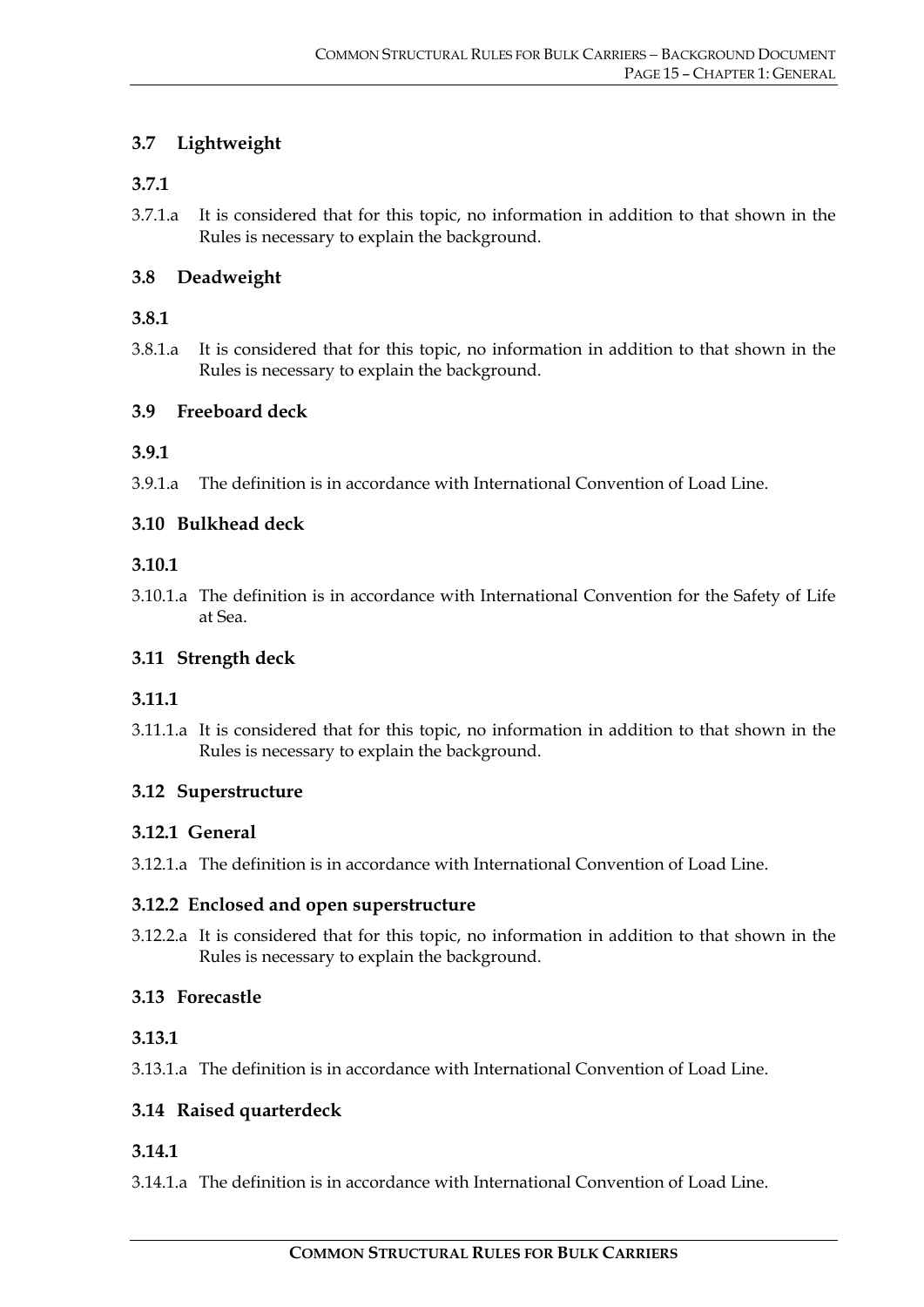## 3.7 Lightweight

### 3.7.1

3.7.1.a It is considered that for this topic, no information in addition to that shown in the Rules is necessary to explain the background.

## 3.8 Deadweight

### 3.8.1

3.8.1.a It is considered that for this topic, no information in addition to that shown in the Rules is necessary to explain the background.

## 3.9 Freeboard deck

### 3.9.1

3.9.1.a The definition is in accordance with International Convention of Load Line.

## 3.10 Bulkhead deck

### 3.10.1

3.10.1.a The definition is in accordance with International Convention for the Safety of Life at Sea.

## 3.11 Strength deck

### 3.11.1

3.11.1.a It is considered that for this topic, no information in addition to that shown in the Rules is necessary to explain the background.

## 3.12 Superstructure

### 3.12.1 General

3.12.1.a The definition is in accordance with International Convention of Load Line.

### 3.12.2 Enclosed and open superstructure

3.12.2.a It is considered that for this topic, no information in addition to that shown in the Rules is necessary to explain the background.

## 3.13 Forecastle

### 3.13.1

3.13.1.a The definition is in accordance with International Convention of Load Line.

## 3.14 Raised quarterdeck

### 3.14.1

3.14.1.a The definition is in accordance with International Convention of Load Line.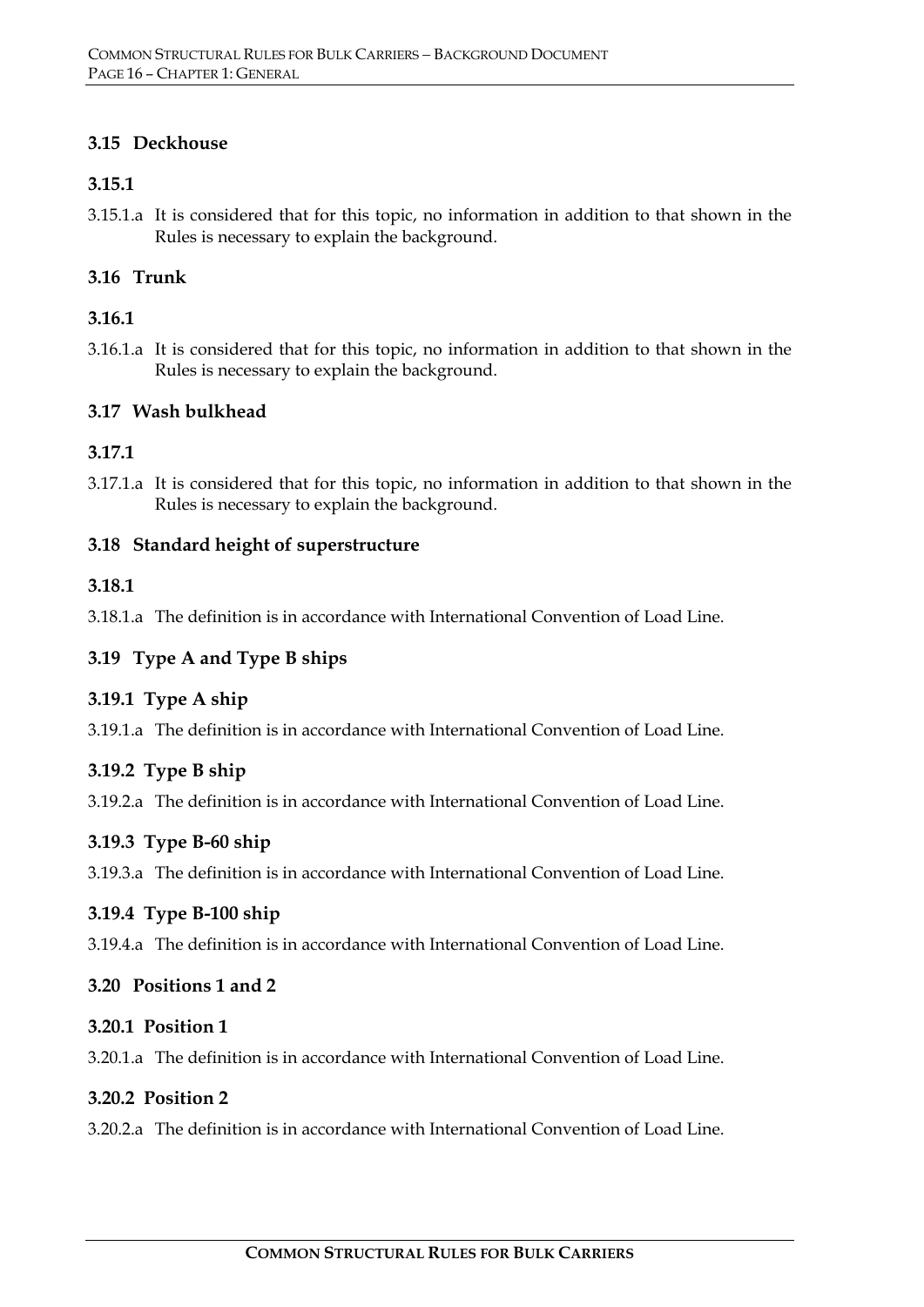## 3.15 Deckhouse

### 3.15.1

3.15.1.a It is considered that for this topic, no information in addition to that shown in the Rules is necessary to explain the background.

## 3.16 Trunk

### 3.16.1

3.16.1.a It is considered that for this topic, no information in addition to that shown in the Rules is necessary to explain the background.

## 3.17 Wash bulkhead

### 3.17.1

3.17.1.a It is considered that for this topic, no information in addition to that shown in the Rules is necessary to explain the background.

## 3.18 Standard height of superstructure

### 3.18.1

3.18.1.a The definition is in accordance with International Convention of Load Line.

## 3.19 Type A and Type B ships

### 3.19.1 Type A ship

3.19.1.a The definition is in accordance with International Convention of Load Line.

### 3.19.2 Type B ship

3.19.2.a The definition is in accordance with International Convention of Load Line.

### 3.19.3 Type B-60 ship

3.19.3.a The definition is in accordance with International Convention of Load Line.

### 3.19.4 Type B-100 ship

3.19.4.a The definition is in accordance with International Convention of Load Line.

## 3.20 Positions 1 and 2

### 3.20.1 Position 1

3.20.1.a The definition is in accordance with International Convention of Load Line.

### 3.20.2 Position 2

3.20.2.a The definition is in accordance with International Convention of Load Line.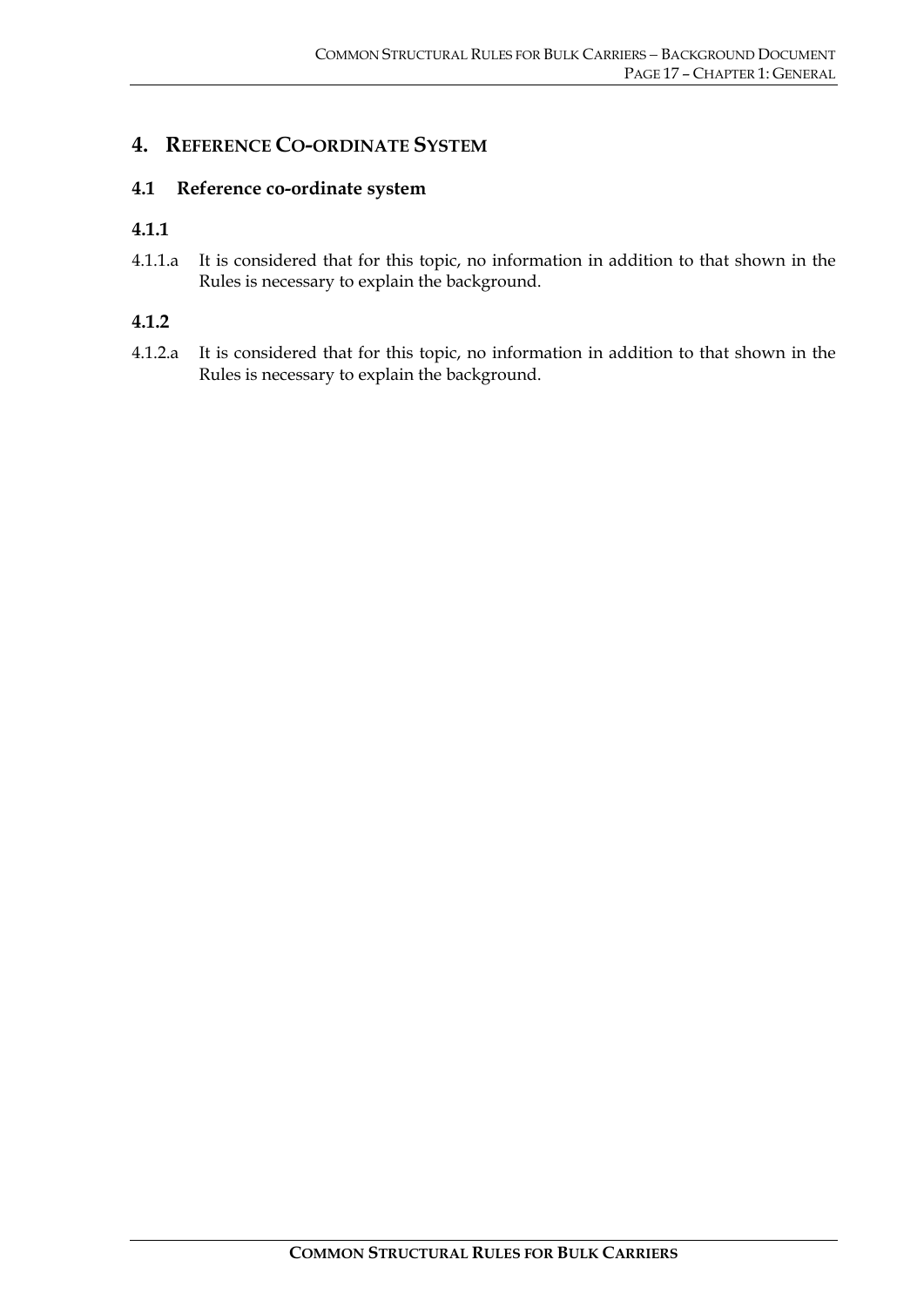# 4. REFERENCE CO-ORDINATE SYSTEM

## 4.1 Reference co-ordinate system

### 4.1.1

4.1.1.a It is considered that for this topic, no information in addition to that shown in the Rules is necessary to explain the background.

### 4.1.2

4.1.2.a It is considered that for this topic, no information in addition to that shown in the Rules is necessary to explain the background.